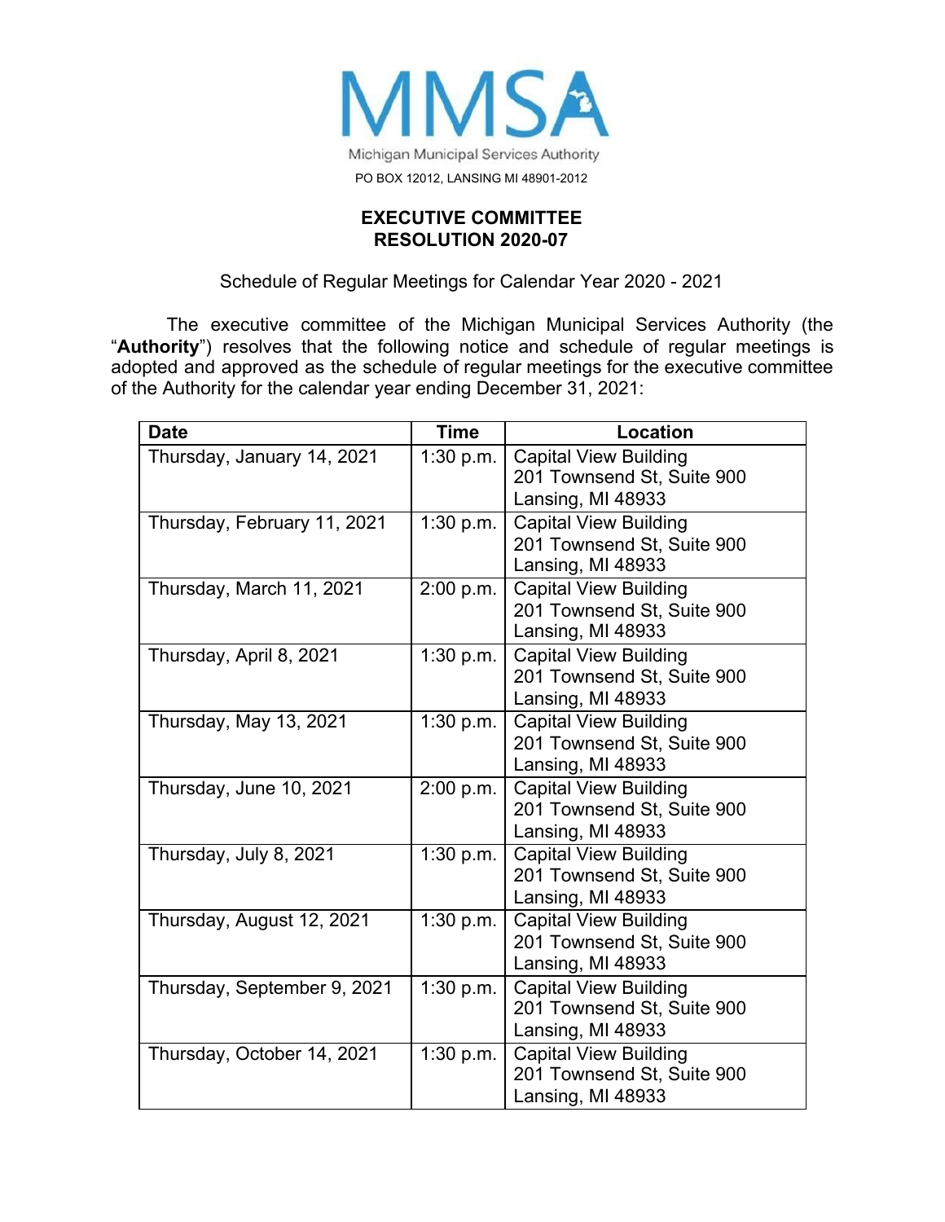MMSA

Michigan Municipal Services Authority

PO BOX 12012, LANSING MI 48901-2012

## EXECUTIVE COMMITTEE
## RESOLUTION 2020-07

Schedule of Regular Meetings for Calendar Year 2020 - 2021

The executive committee of the Michigan Municipal Services Authority (the "**Authority**") resolves that the following notice and schedule of regular meetings is adopted and approved as the schedule of regular meetings for the executive committee of the Authority for the calendar year ending December 31, 2021:

| Date | Time | Location |
|---|---|---|
| Thursday, January 14, 2021 | 1:30 p.m. | Capital View Building<br>201 Townsend St, Suite 900<br>Lansing, MI 48933 |
| Thursday, February 11, 2021 | 1:30 p.m. | Capital View Building<br>201 Townsend St, Suite 900<br>Lansing, MI 48933 |
| Thursday, March 11, 2021 | 2:00 p.m. | Capital View Building<br>201 Townsend St, Suite 900<br>Lansing, MI 48933 |
| Thursday, April 8, 2021 | 1:30 p.m. | Capital View Building<br>201 Townsend St, Suite 900<br>Lansing, MI 48933 |
| Thursday, May 13, 2021 | 1:30 p.m. | Capital View Building<br>201 Townsend St, Suite 900<br>Lansing, MI 48933 |
| Thursday, June 10, 2021 | 2:00 p.m. | Capital View Building<br>201 Townsend St, Suite 900<br>Lansing, MI 48933 |
| Thursday, July 8, 2021 | 1:30 p.m. | Capital View Building<br>201 Townsend St, Suite 900<br>Lansing, MI 48933 |
| Thursday, August 12, 2021 | 1:30 p.m. | Capital View Building<br>201 Townsend St, Suite 900<br>Lansing, MI 48933 |
| Thursday, September 9, 2021 | 1:30 p.m. | Capital View Building<br>201 Townsend St, Suite 900<br>Lansing, MI 48933 |
| Thursday, October 14, 2021 | 1:30 p.m. | Capital View Building<br>201 Townsend St, Suite 900<br>Lansing, MI 48933 |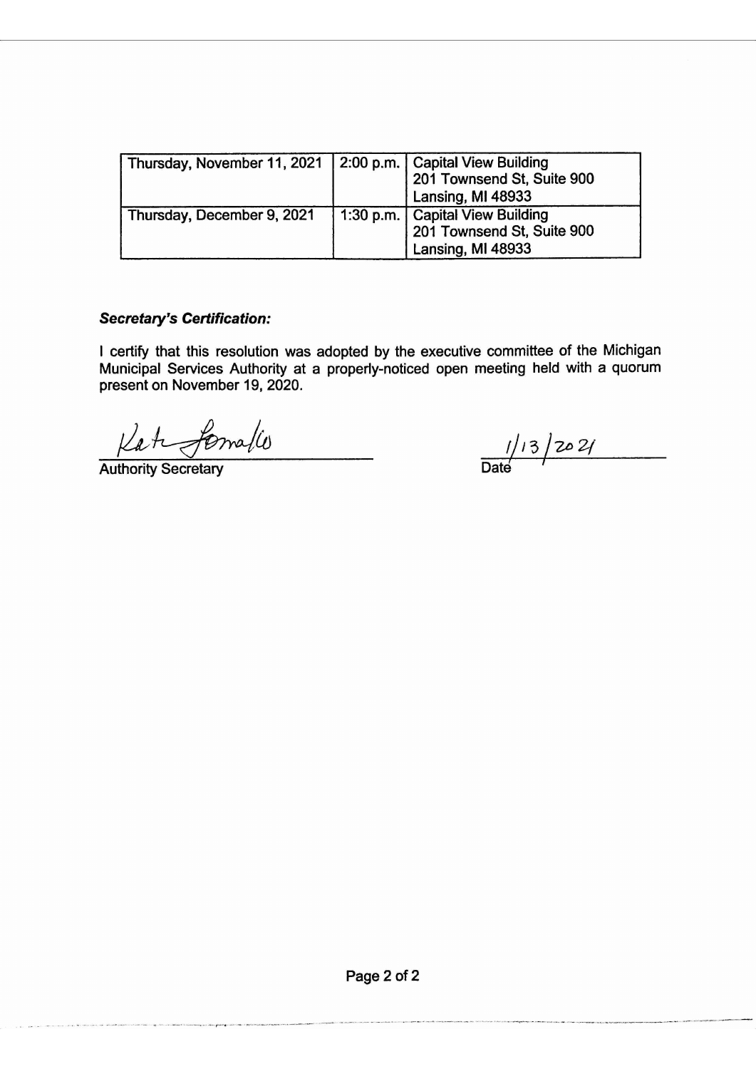| | | |
|---|---|---|
| Thursday, November 11, 2021 | 2:00 p.m. | Capital View Building<br>201 Townsend St, Suite 900<br>Lansing, MI 48933 |
| Thursday, December 9, 2021 | 1:30 p.m. | Capital View Building<br>201 Townsend St, Suite 900<br>Lansing, MI 48933 |

***Secretary's Certification:***

I certify that this resolution was adopted by the executive committee of the Michigan Municipal Services Authority at a properly-noticed open meeting held with a quorum present on November 19, 2020.

Kate Fomalio
Authority Secretary

1/13/2021
Date